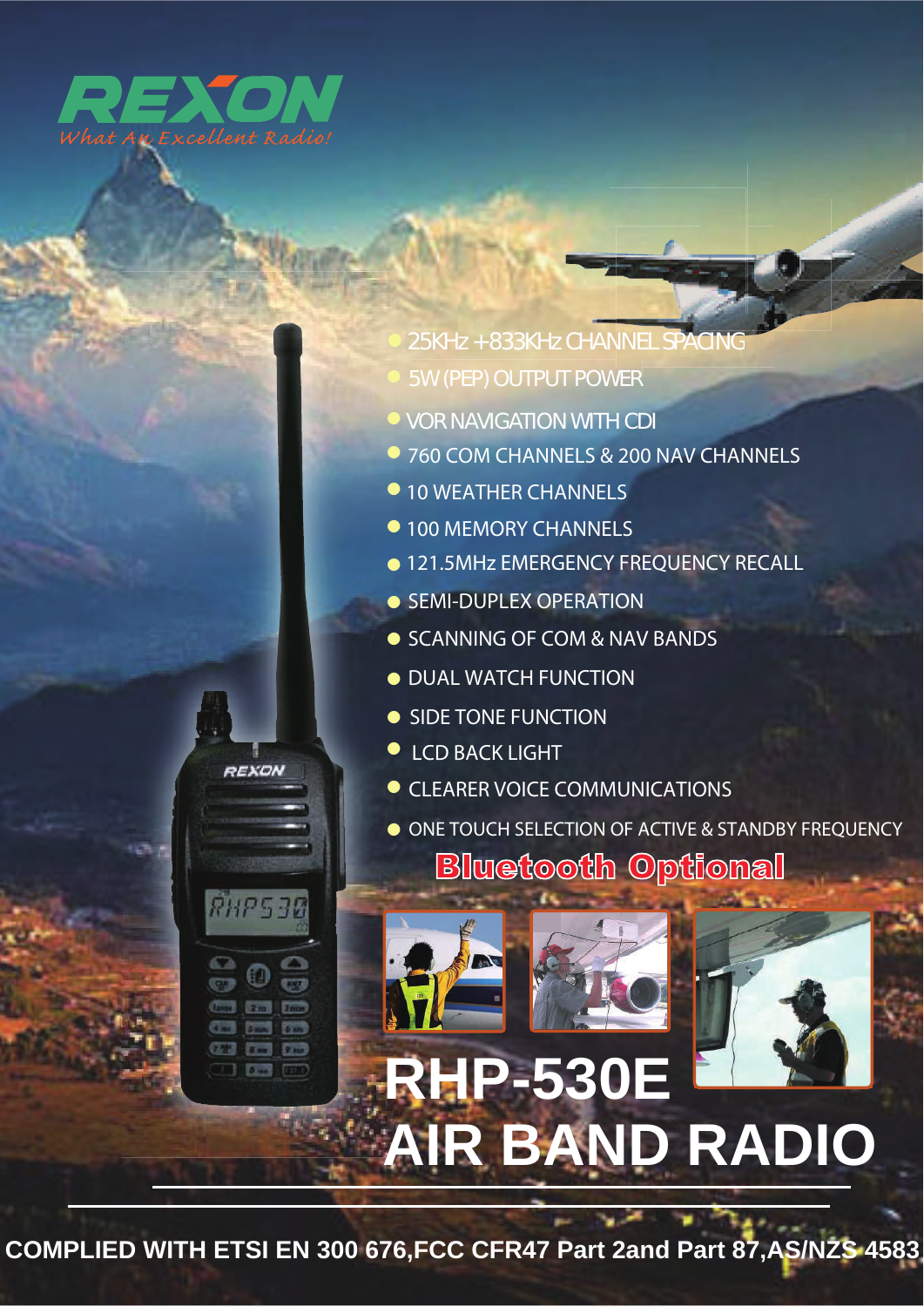# REXON

*What An Excellent Radio!*

- 25KHz +833KHz CHANNEL SPACING
- 5W (PEP) OUTPUT POWER
- VOR NAVIGATION WITH CDI
- 760 COM CHANNELS & 200 NAV CHANNELS
- 10 WEATHER CHANNELS
- 100 MEMORY CHANNELS
- 121.5MHz EMERGENCY FREQUENCY RECALL
- SEMI-DUPLEX OPERATION
- SCANNING OF COM & NAV BANDS
- DUAL WATCH FUNCTION
- SIDE TONE FUNCTION
- LCD BACK LIGHT
- CLEARER VOICE COMMUNICATIONS
- ONE TOUCH SELECTION OF ACTIVE & STANDBY FREQUENCY

**Bluetooth Optional**

# RHP-530E
# AIR BAND RADIO

**COMPLIED WITH ETSI EN 300 676,FCC CFR47 Part 2and Part 87,AS/NZS 4583**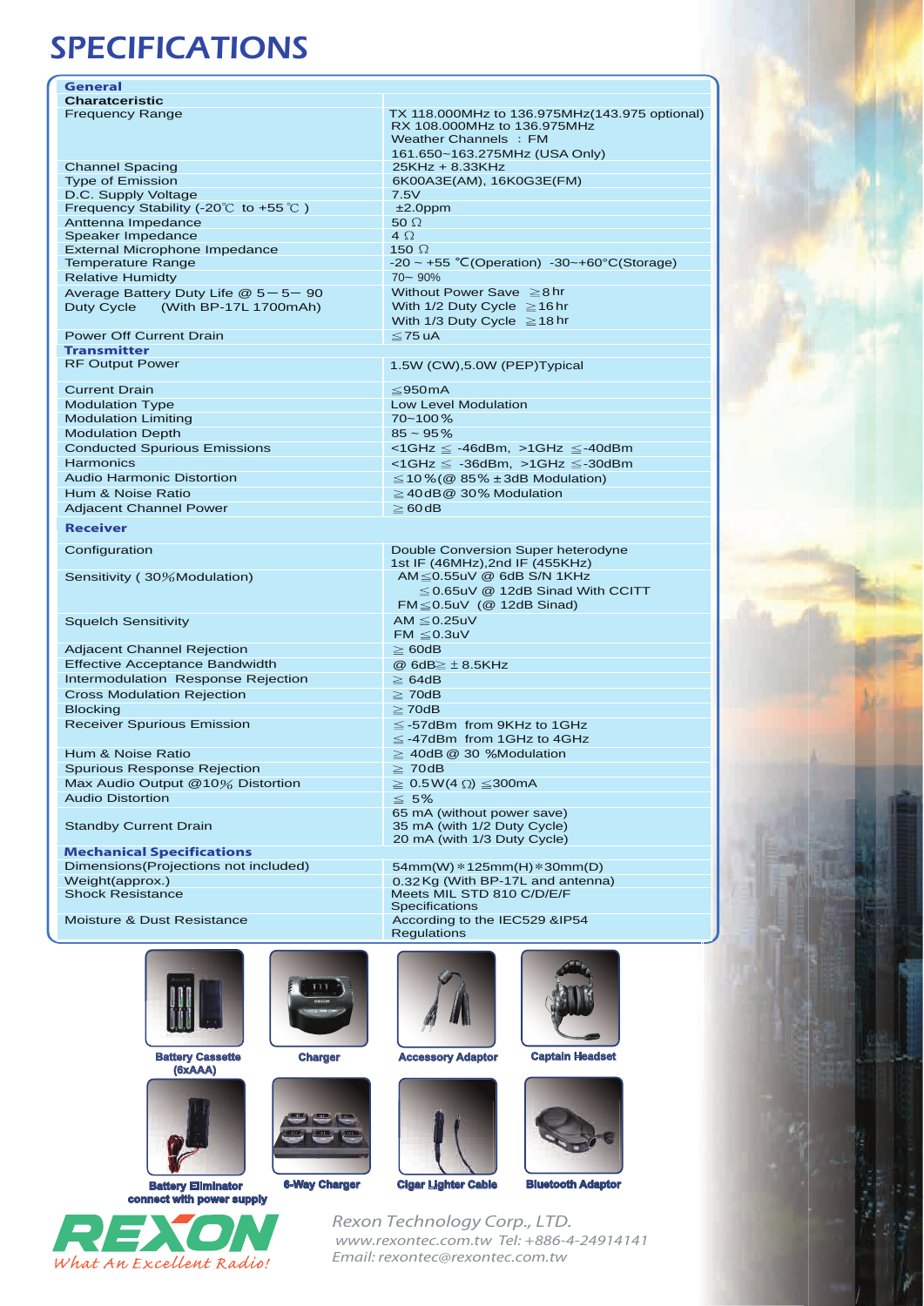# SPECIFICATIONS

| | |
|---|---|
| **General** | |
| **Charatceristic** | |
| Frequency Range | TX 118.000MHz to 136.975MHz(143.975 optional) RX 108.000MHz to 136.975MHz Weather Channels : FM 161.650~163.275MHz (USA Only) |
| Channel Spacing | 25KHz + 8.33KHz |
| Type of Emission | 6K00A3E(AM), 16K0G3E(FM) |
| D.C. Supply Voltage | 7.5V |
| Frequency Stability (-20℃ to +55 ℃ ) | ±2.0ppm |
| Anttenna Impedance | 50 Ω |
| Speaker Impedance | 4 Ω |
| External Microphone Impedance | 150 Ω |
| Temperature Range | -20 ~ +55 ℃(Operation) -30~+60°C(Storage) |
| Relative Humidty | 70~ 90% |
| Average Battery Duty Life @ 5—5— 90 Duty Cycle (With BP-17L 1700mAh) | Without Power Save ≧8hr With 1/2 Duty Cycle ≧16hr With 1/3 Duty Cycle ≧18hr |
| Power Off Current Drain | ≦75uA |
| **Transmitter** | |
| RF Output Power | 1.5W (CW),5.0W (PEP)Typical |
| Current Drain | ≦950mA |
| Modulation Type | Low Level Modulation |
| Modulation Limiting | 70~100% |
| Modulation Depth | 85 ~ 95% |
| Conducted Spurious Emissions | <1GHz ≦ -46dBm, >1GHz ≦-40dBm |
| Harmonics | <1GHz ≦ -36dBm, >1GHz ≦-30dBm |
| Audio Harmonic Distortion | ≦10%(@ 85% ±3dB Modulation) |
| Hum & Noise Ratio | ≧40dB@ 30% Modulation |
| Adjacent Channel Power | ≧60dB |
| **Receiver** | |
| Configuration | Double Conversion Super heterodyne 1st IF (46MHz),2nd IF (455KHz) |
| Sensitivity ( 30%Modulation) | AM≦0.55uV @ 6dB S/N 1KHz ≦0.65uV @ 12dB Sinad With CCITT FM≦0.5uV (@ 12dB Sinad) |
| Squelch Sensitivity | AM ≦0.25uV FM ≦0.3uV |
| Adjacent Channel Rejection | ≧ 60dB |
| Effective Acceptance Bandwidth | @ 6dB≧ ± 8.5KHz |
| Intermodulation Response Rejection | ≧ 64dB |
| Cross Modulation Rejection | ≧ 70dB |
| Blocking | ≧ 70dB |
| Receiver Spurious Emission | ≦-57dBm from 9KHz to 1GHz ≦-47dBm from 1GHz to 4GHz |
| Hum & Noise Ratio | ≧ 40dB @ 30 %Modulation |
| Spurious Response Rejection | ≧ 70dB |
| Max Audio Output @10% Distortion | ≧ 0.5W(4 Ω) ≦300mA |
| Audio Distortion | ≦ 5% |
| Standby Current Drain | 65 mA (without power save) 35 mA (with 1/2 Duty Cycle) 20 mA (with 1/3 Duty Cycle) |
| **Mechanical Specifications** | |
| Dimensions(Projections not included) | 54mm(W)*125mm(H)*30mm(D) |
| Weight(approx.) | 0.32Kg (With BP-17L and antenna) |
| Shock Resistance | Meets MIL STD 810 C/D/E/F Specifications |
| Moisture & Dust Resistance | According to the IEC529 &IP54 Regulations |

**Battery Cassette (6xAAA)**

**Charger**

**Accessory Adaptor**

**Captain Headset**

**Battery Eliminator connect with power supply**

**6-Way Charger**

**Cigar Lighter Cable**

**Bluetooth Adaptor**

REXON
*What An Excellent Radio!*

*Rexon Technology Corp., LTD.*
*www.rexontec.com.tw Tel: +886-4-24914141*
*Email: rexontec@rexontec.com.tw*